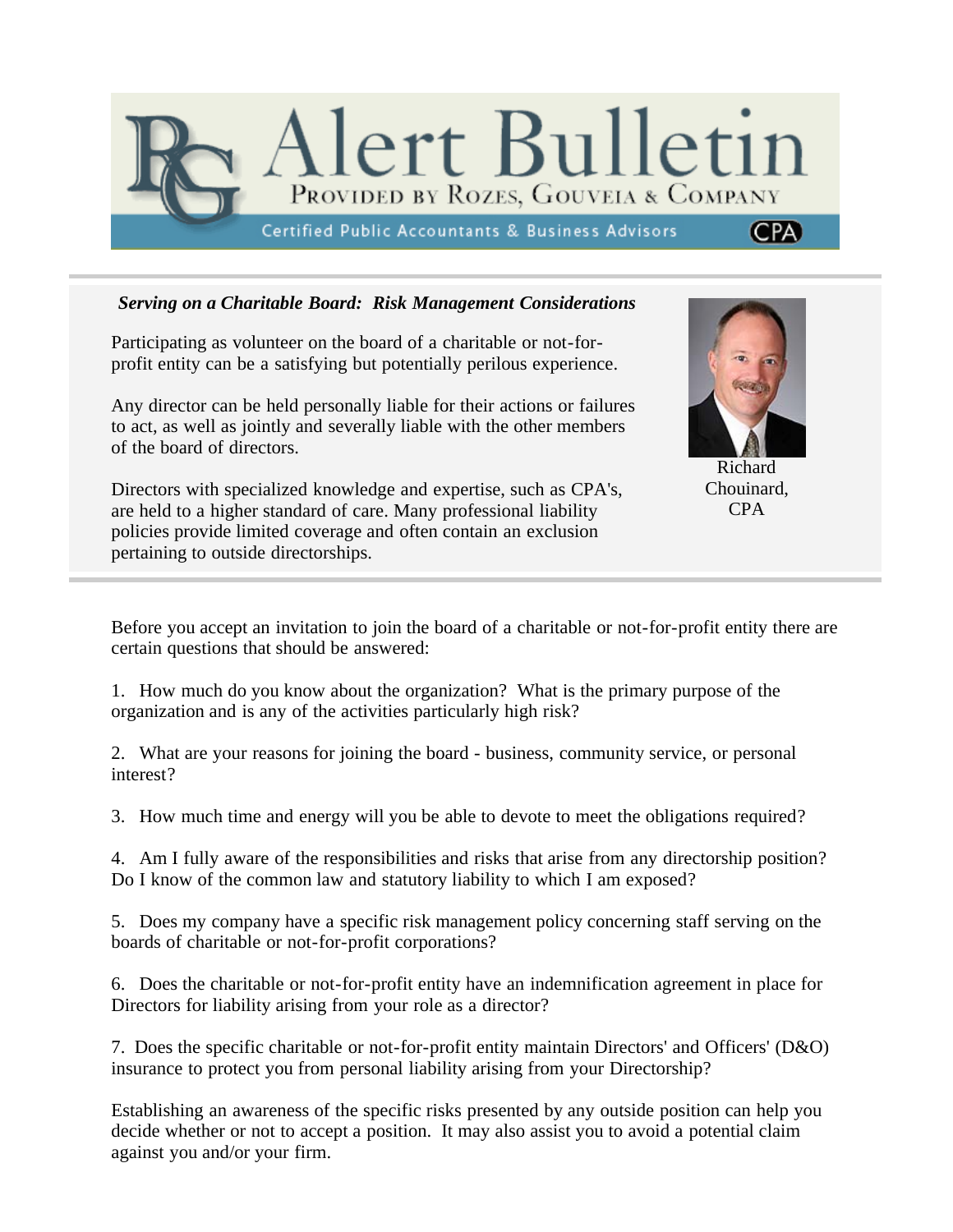# Alert Bulletin

PROVIDED BY ROZES, GOUVEIA & COMPANY

Certified Public Accountants & Business Advisors

## *Serving on a Charitable Board: Risk Management Considerations*

Participating as volunteer on the board of a charitable or not-for-profit entity can be a satisfying but potentially perilous experience.

Any director can be held personally liable for their actions or failures to act, as well as jointly and severally liable with the other members of the board of directors.

Directors with specialized knowledge and expertise, such as CPA's, are held to a higher standard of care. Many professional liability policies provide limited coverage and often contain an exclusion pertaining to outside directorships.

Richard Chouinard, CPA

Before you accept an invitation to join the board of a charitable or not-for-profit entity there are certain questions that should be answered:

1. How much do you know about the organization? What is the primary purpose of the organization and is any of the activities particularly high risk?

2. What are your reasons for joining the board - business, community service, or personal interest?

3. How much time and energy will you be able to devote to meet the obligations required?

4. Am I fully aware of the responsibilities and risks that arise from any directorship position? Do I know of the common law and statutory liability to which I am exposed?

5. Does my company have a specific risk management policy concerning staff serving on the boards of charitable or not-for-profit corporations?

6. Does the charitable or not-for-profit entity have an indemnification agreement in place for Directors for liability arising from your role as a director?

7. Does the specific charitable or not-for-profit entity maintain Directors' and Officers' (D&O) insurance to protect you from personal liability arising from your Directorship?

Establishing an awareness of the specific risks presented by any outside position can help you decide whether or not to accept a position. It may also assist you to avoid a potential claim against you and/or your firm.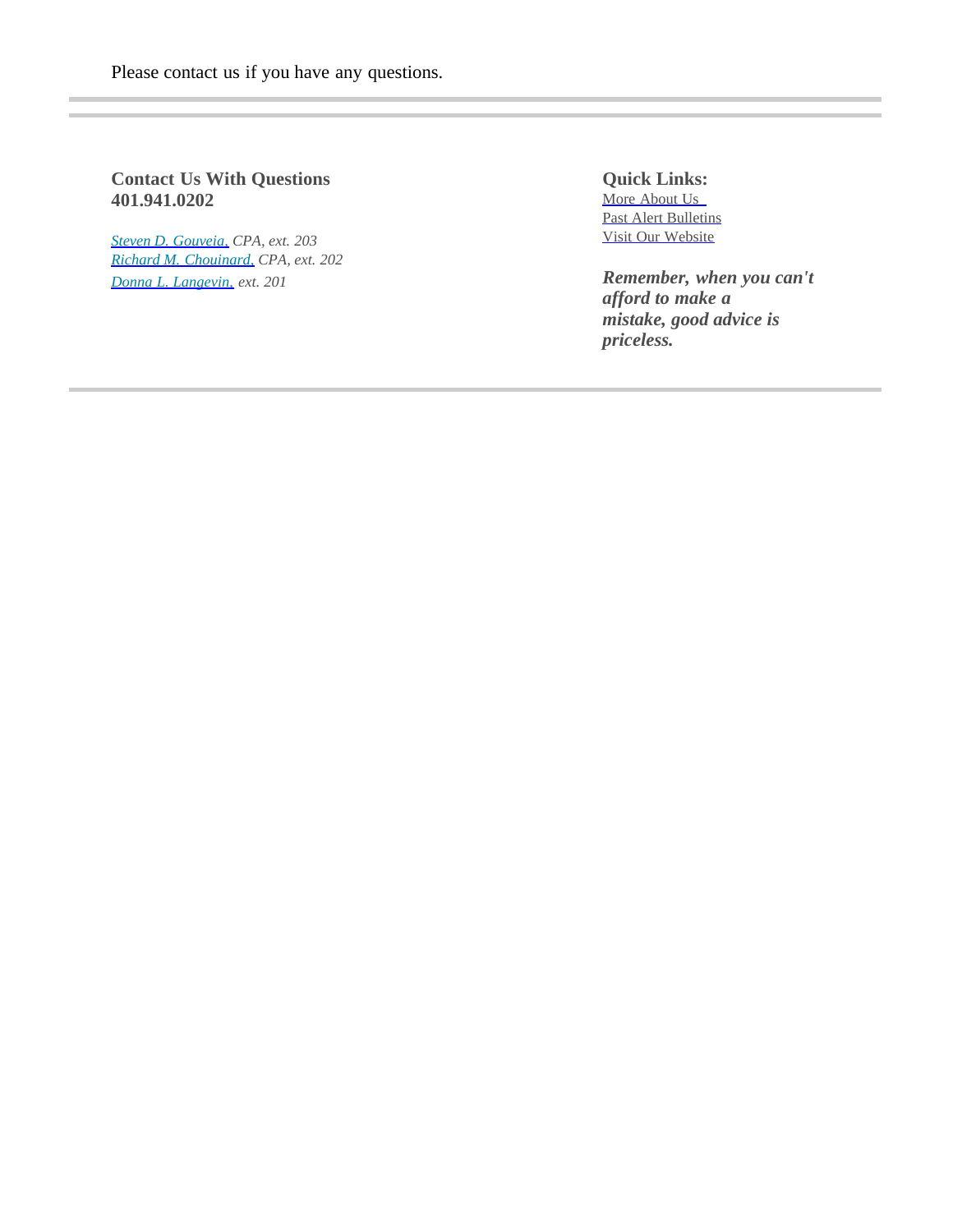Please contact us if you have any questions.

---

**Contact Us With Questions**
**401.941.0202**

*Steven D. Gouveia, CPA, ext. 203*
*Richard M. Chouinard, CPA, ext. 202*
*Donna L. Langevin, ext. 201*

**Quick Links:**
More About Us
Past Alert Bulletins
Visit Our Website

***Remember, when you can't afford to make a mistake, good advice is priceless.***